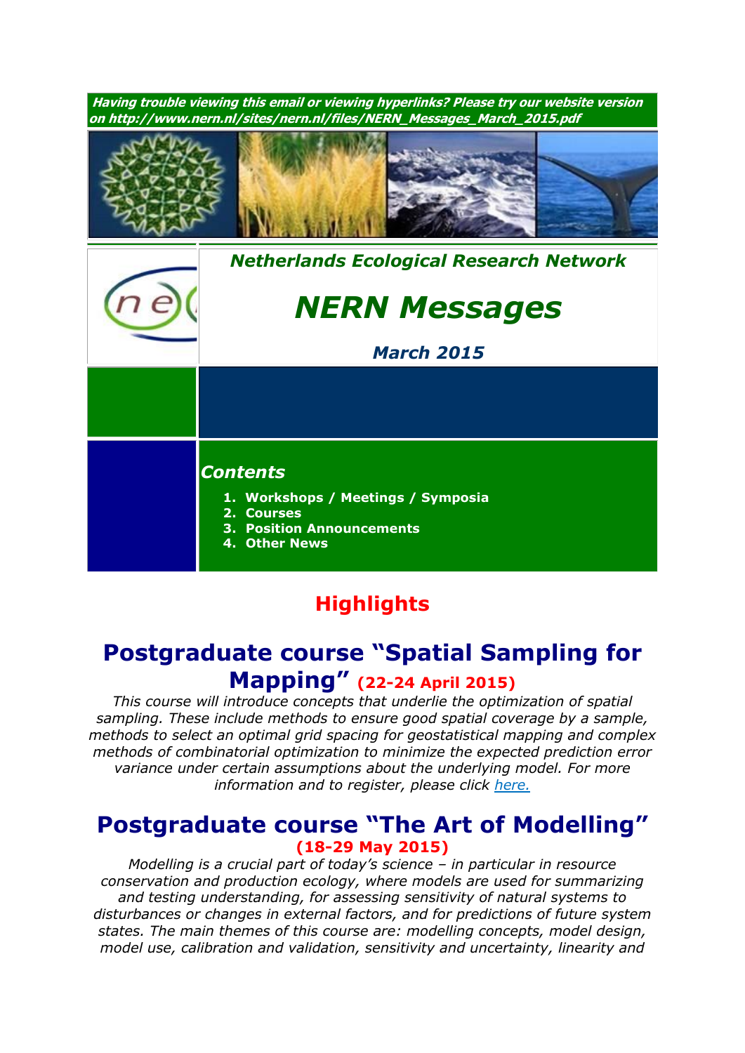***Having trouble viewing this email or viewing hyperlinks? Please try our website version on http://www.nern.nl/sites/nern.nl/files/NERN_Messages_March_2015.pdf***

***Netherlands Ecological Research Network***

# *NERN Messages*

***March 2015***

## *Contents*

1. **Workshops / Meetings / Symposia**
2. **Courses**
3. **Position Announcements**
4. **Other News**

# Highlights

## Postgraduate course "Spatial Sampling for Mapping" (22-24 April 2015)

*This course will introduce concepts that underlie the optimization of spatial sampling. These include methods to ensure good spatial coverage by a sample, methods to select an optimal grid spacing for geostatistical mapping and complex methods of combinatorial optimization to minimize the expected prediction error variance under certain assumptions about the underlying model. For more information and to register, please click here.*

## Postgraduate course "The Art of Modelling" (18-29 May 2015)

*Modelling is a crucial part of today's science – in particular in resource conservation and production ecology, where models are used for summarizing and testing understanding, for assessing sensitivity of natural systems to disturbances or changes in external factors, and for predictions of future system states. The main themes of this course are: modelling concepts, model design, model use, calibration and validation, sensitivity and uncertainty, linearity and*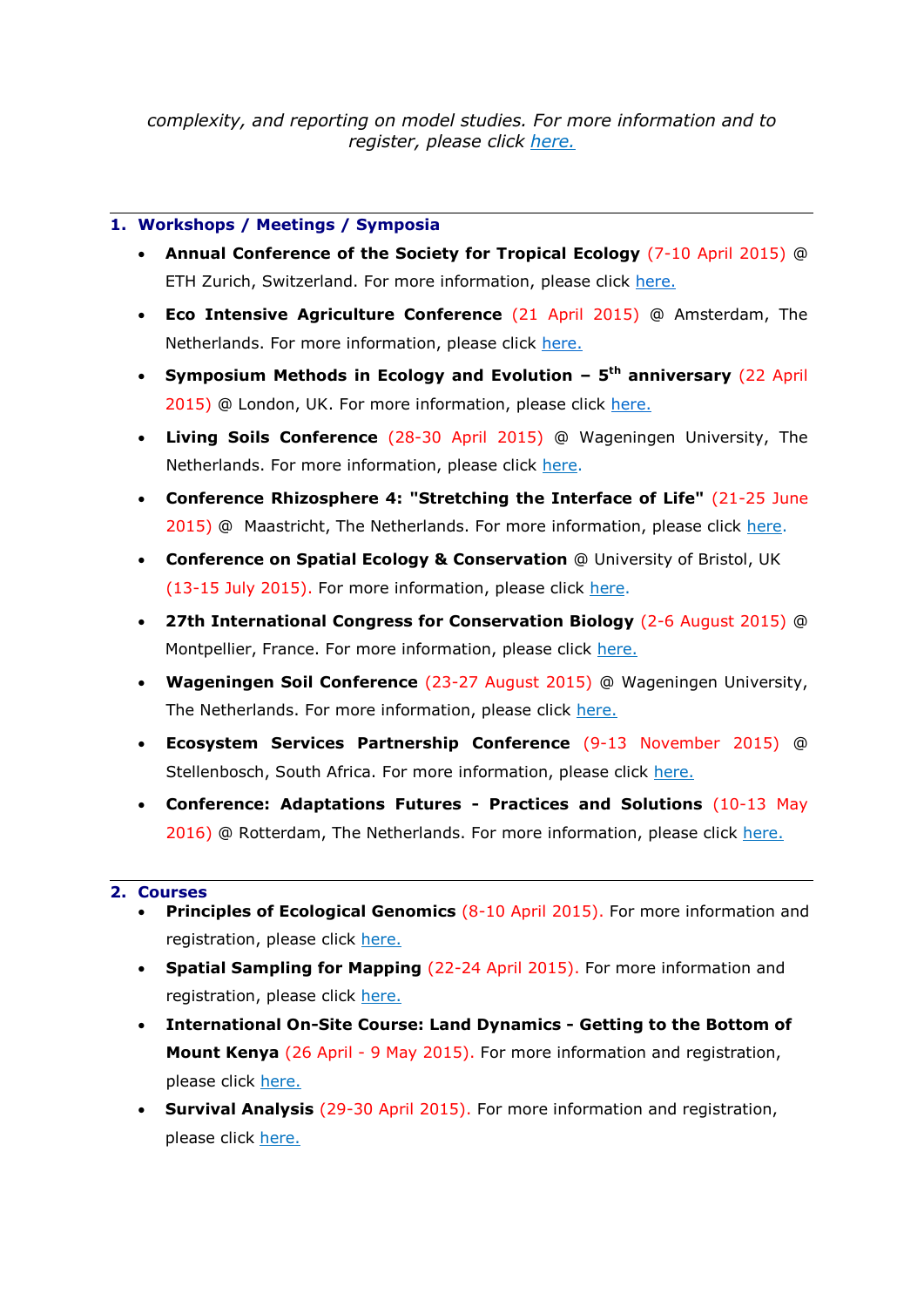*complexity, and reporting on model studies. For more information and to register, please click here.*

## 1. Workshops / Meetings / Symposia

- **Annual Conference of the Society for Tropical Ecology** (7-10 April 2015) @ ETH Zurich, Switzerland. For more information, please click here.
- **Eco Intensive Agriculture Conference** (21 April 2015) @ Amsterdam, The Netherlands. For more information, please click here.
- **Symposium Methods in Ecology and Evolution – 5th anniversary** (22 April 2015) @ London, UK. For more information, please click here.
- **Living Soils Conference** (28-30 April 2015) @ Wageningen University, The Netherlands. For more information, please click here.
- **Conference Rhizosphere 4: "Stretching the Interface of Life"** (21-25 June 2015) @ Maastricht, The Netherlands. For more information, please click here.
- **Conference on Spatial Ecology & Conservation** @ University of Bristol, UK (13-15 July 2015). For more information, please click here.
- **27th International Congress for Conservation Biology** (2-6 August 2015) @ Montpellier, France. For more information, please click here.
- **Wageningen Soil Conference** (23-27 August 2015) @ Wageningen University, The Netherlands. For more information, please click here.
- **Ecosystem Services Partnership Conference** (9-13 November 2015) @ Stellenbosch, South Africa. For more information, please click here.
- **Conference: Adaptations Futures - Practices and Solutions** (10-13 May 2016) @ Rotterdam, The Netherlands. For more information, please click here.

## 2. Courses

- **Principles of Ecological Genomics** (8-10 April 2015). For more information and registration, please click here.
- **Spatial Sampling for Mapping** (22-24 April 2015). For more information and registration, please click here.
- **International On-Site Course: Land Dynamics - Getting to the Bottom of Mount Kenya** (26 April - 9 May 2015). For more information and registration, please click here.
- **Survival Analysis** (29-30 April 2015). For more information and registration, please click here.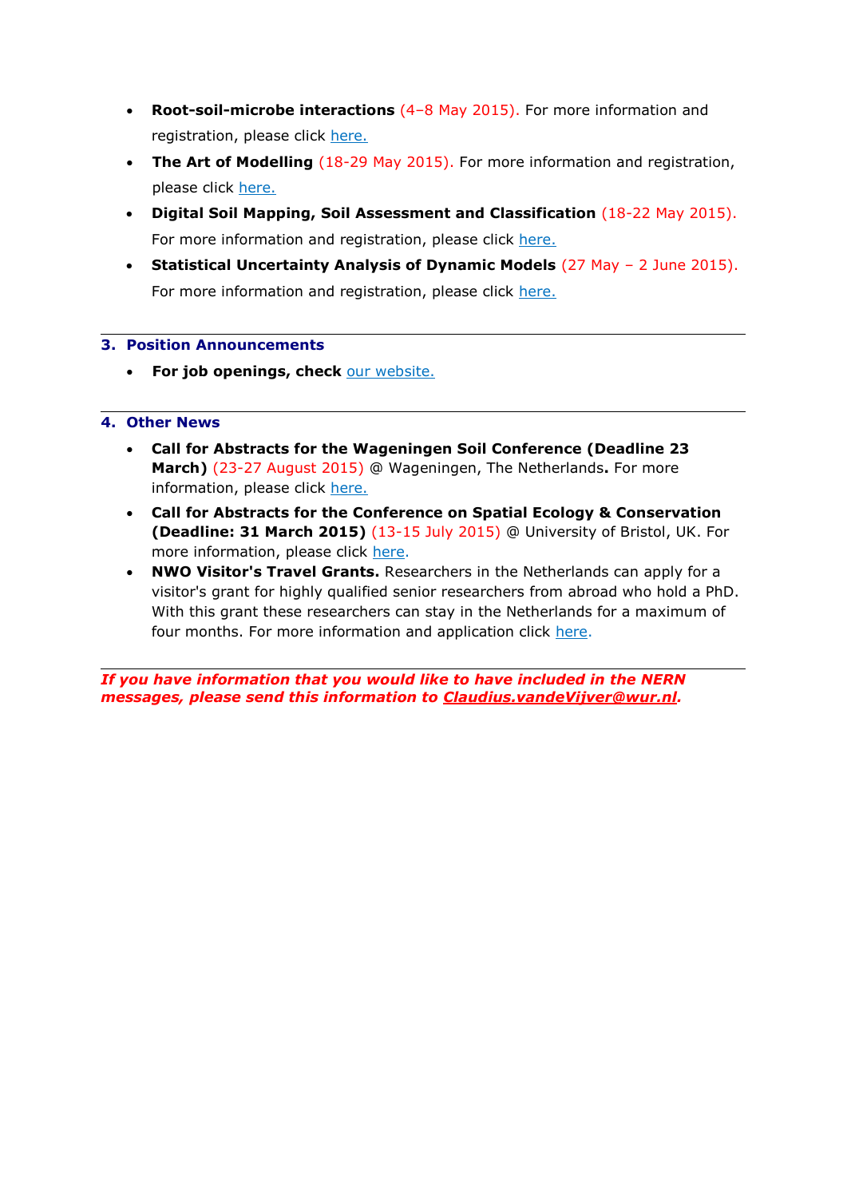- **Root-soil-microbe interactions** (4–8 May 2015). For more information and registration, please click here.
- **The Art of Modelling** (18-29 May 2015). For more information and registration, please click here.
- **Digital Soil Mapping, Soil Assessment and Classification** (18-22 May 2015). For more information and registration, please click here.
- **Statistical Uncertainty Analysis of Dynamic Models** (27 May – 2 June 2015). For more information and registration, please click here.

## 3. Position Announcements

- **For job openings, check** our website.

## 4. Other News

- **Call for Abstracts for the Wageningen Soil Conference (Deadline 23 March)** (23-27 August 2015) @ Wageningen, The Netherlands**.** For more information, please click here.
- **Call for Abstracts for the Conference on Spatial Ecology & Conservation (Deadline: 31 March 2015)** (13-15 July 2015) @ University of Bristol, UK. For more information, please click here.
- **NWO Visitor's Travel Grants.** Researchers in the Netherlands can apply for a visitor's grant for highly qualified senior researchers from abroad who hold a PhD. With this grant these researchers can stay in the Netherlands for a maximum of four months. For more information and application click here.

***If you have information that you would like to have included in the NERN messages, please send this information to Claudius.vandeVijver@wur.nl.***